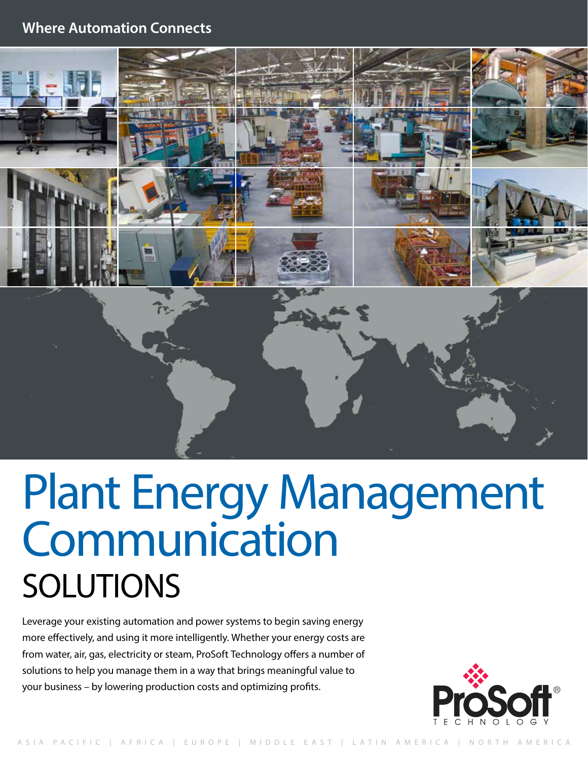Where Automation Connects

# Plant Energy Management Communication

## SOLUTIONS

Leverage your existing automation and power systems to begin saving energy more effectively, and using it more intelligently. Whether your energy costs are from water, air, gas, electricity or steam, ProSoft Technology offers a number of solutions to help you manage them in a way that brings meaningful value to your business – by lowering production costs and optimizing profits.

ProSoft® TECHNOLOGY

ASIA PACIFIC | AFRICA | EUROPE | MIDDLE EAST | LATIN AMERICA | NORTH AMERICA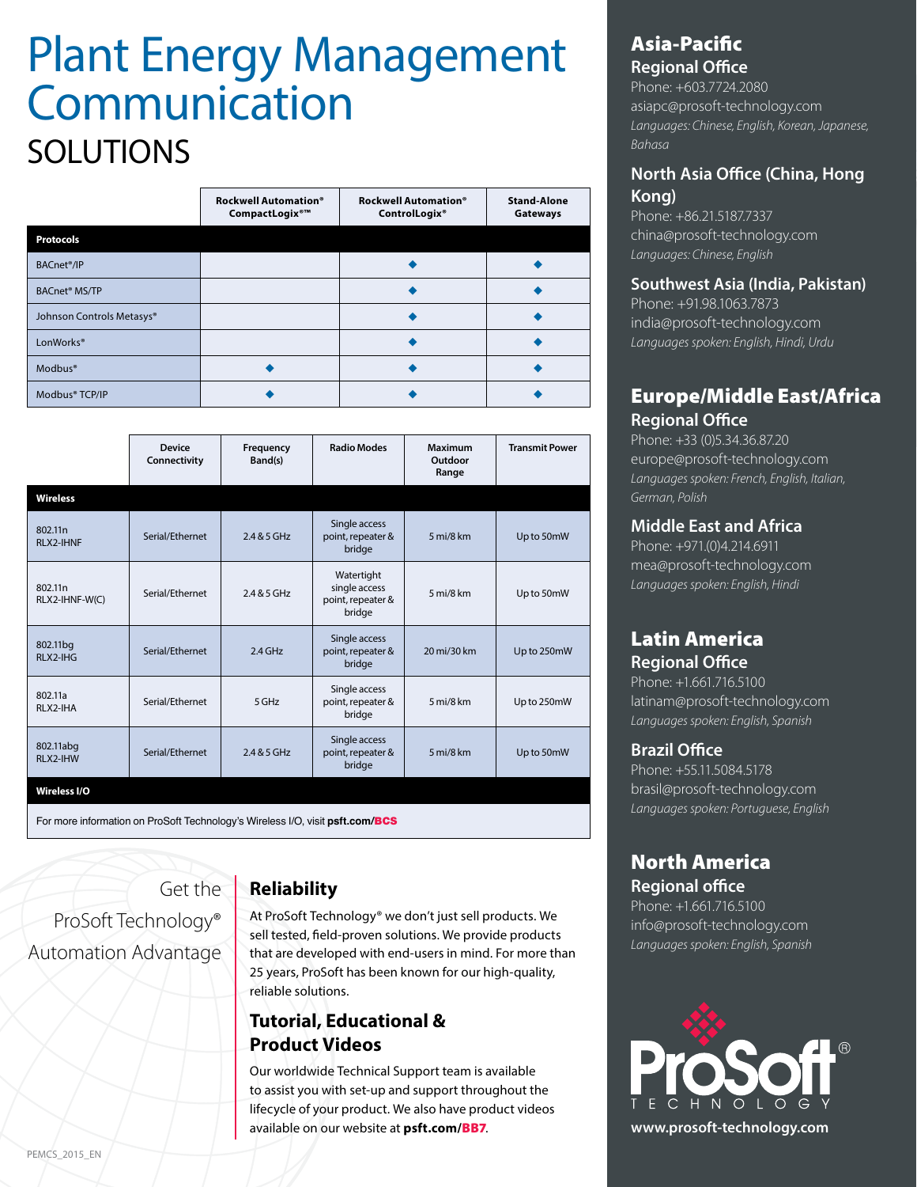# Plant Energy Management Communication

## SOLUTIONS

| | Rockwell Automation® CompactLogix®™ | Rockwell Automation® ControlLogix® | Stand-Alone Gateways |
|---|---|---|---|
| **Protocols** | | | |
| BACnet®/IP | | ◆ | ◆ |
| BACnet® MS/TP | | ◆ | ◆ |
| Johnson Controls Metasys® | | ◆ | ◆ |
| LonWorks® | | ◆ | ◆ |
| Modbus® | ◆ | ◆ | ◆ |
| Modbus® TCP/IP | ◆ | ◆ | ◆ |

| | Device Connectivity | Frequency Band(s) | Radio Modes | Maximum Outdoor Range | Transmit Power |
|---|---|---|---|---|---|
| **Wireless** | | | | | |
| 802.11n RLX2-IHNF | Serial/Ethernet | 2.4 & 5 GHz | Single access point, repeater & bridge | 5 mi/8 km | Up to 50mW |
| 802.11n RLX2-IHNF-W(C) | Serial/Ethernet | 2.4 & 5 GHz | Watertight single access point, repeater & bridge | 5 mi/8 km | Up to 50mW |
| 802.11bg RLX2-IHG | Serial/Ethernet | 2.4 GHz | Single access point, repeater & bridge | 20 mi/30 km | Up to 250mW |
| 802.11a RLX2-IHA | Serial/Ethernet | 5 GHz | Single access point, repeater & bridge | 5 mi/8 km | Up to 250mW |
| 802.11abg RLX2-IHW | Serial/Ethernet | 2.4 & 5 GHz | Single access point, repeater & bridge | 5 mi/8 km | Up to 50mW |
| **Wireless I/O** | | | | | |
| For more information on ProSoft Technology's Wireless I/O, visit **psft.com/BCS** | | | | | |

Get the ProSoft Technology® Automation Advantage

### Reliability

At ProSoft Technology® we don't just sell products. We sell tested, field-proven solutions. We provide products that are developed with end-users in mind. For more than 25 years, ProSoft has been known for our high-quality, reliable solutions.

### Tutorial, Educational & Product Videos

Our worldwide Technical Support team is available to assist you with set-up and support throughout the lifecycle of your product. We also have product videos available on our website at **psft.com/BB7**.

PEMCS_2015_EN

## Asia-Pacific

**Regional Office**
Phone: +603.7724.2080
asiapc@prosoft-technology.com
*Languages: Chinese, English, Korean, Japanese, Bahasa*

**North Asia Office (China, Hong Kong)**
Phone: +86.21.5187.7337
china@prosoft-technology.com
*Languages: Chinese, English*

**Southwest Asia (India, Pakistan)**
Phone: +91.98.1063.7873
india@prosoft-technology.com
*Languages spoken: English, Hindi, Urdu*

## Europe/Middle East/Africa

**Regional Office**
Phone: +33 (0)5.34.36.87.20
europe@prosoft-technology.com
*Languages spoken: French, English, Italian, German, Polish*

**Middle East and Africa**
Phone: +971.(0)4.214.6911
mea@prosoft-technology.com
*Languages spoken: English, Hindi*

## Latin America

**Regional Office**
Phone: +1.661.716.5100
latinam@prosoft-technology.com
*Languages spoken: English, Spanish*

**Brazil Office**
Phone: +55.11.5084.5178
brasil@prosoft-technology.com
*Languages spoken: Portuguese, English*

## North America

**Regional office**
Phone: +1.661.716.5100
info@prosoft-technology.com
*Languages spoken: English, Spanish*

ProSoft® TECHNOLOGY

**www.prosoft-technology.com**